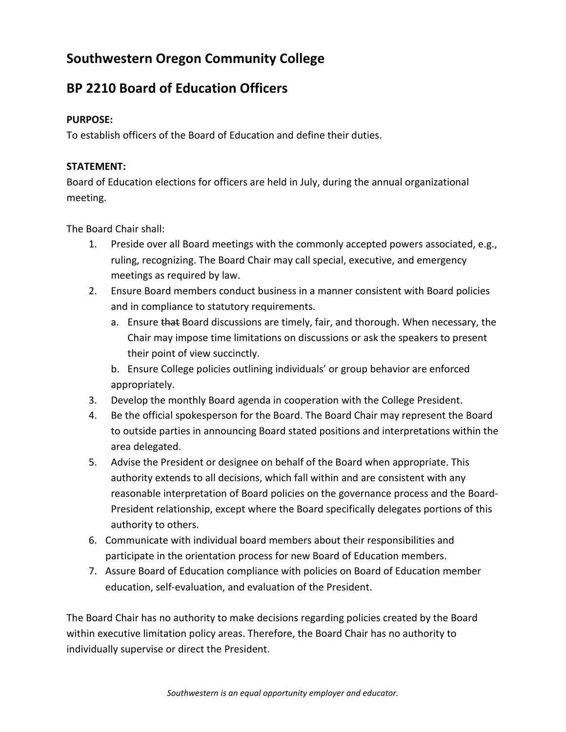## Southwestern Oregon Community College

## BP 2210 Board of Education Officers

**PURPOSE:**
To establish officers of the Board of Education and define their duties.

**STATEMENT:**
Board of Education elections for officers are held in July, during the annual organizational meeting.

The Board Chair shall:

1. Preside over all Board meetings with the commonly accepted powers associated, e.g., ruling, recognizing. The Board Chair may call special, executive, and emergency meetings as required by law.
2. Ensure Board members conduct business in a manner consistent with Board policies and in compliance to statutory requirements.
   a. Ensure ~~that~~ Board discussions are timely, fair, and thorough. When necessary, the Chair may impose time limitations on discussions or ask the speakers to present their point of view succinctly.
   b. Ensure College policies outlining individuals' or group behavior are enforced appropriately.
3. Develop the monthly Board agenda in cooperation with the College President.
4. Be the official spokesperson for the Board. The Board Chair may represent the Board to outside parties in announcing Board stated positions and interpretations within the area delegated.
5. Advise the President or designee on behalf of the Board when appropriate. This authority extends to all decisions, which fall within and are consistent with any reasonable interpretation of Board policies on the governance process and the Board-President relationship, except where the Board specifically delegates portions of this authority to others.
6. Communicate with individual board members about their responsibilities and participate in the orientation process for new Board of Education members.
7. Assure Board of Education compliance with policies on Board of Education member education, self-evaluation, and evaluation of the President.

The Board Chair has no authority to make decisions regarding policies created by the Board within executive limitation policy areas. Therefore, the Board Chair has no authority to individually supervise or direct the President.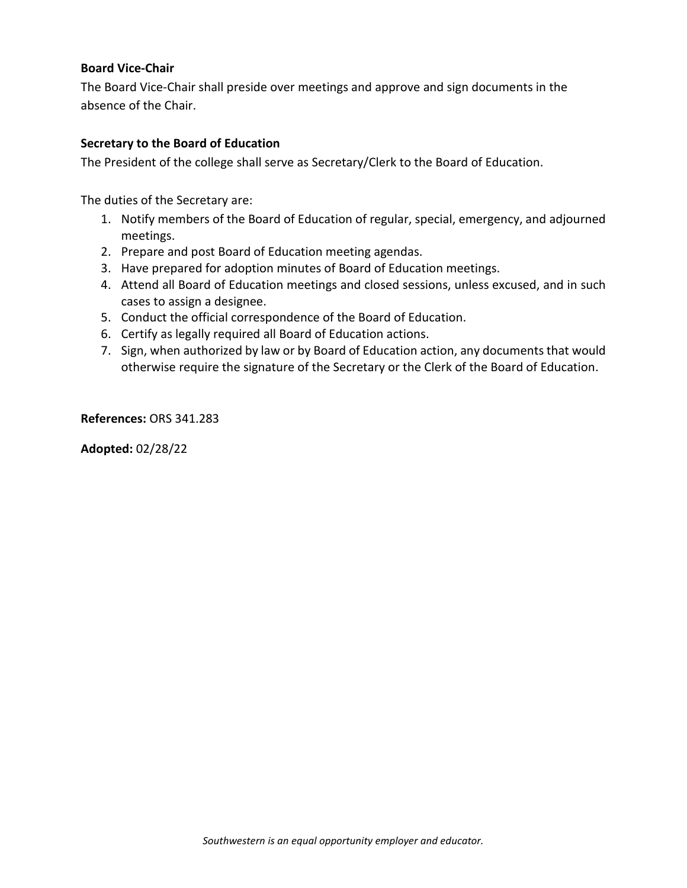**Board Vice-Chair**

The Board Vice-Chair shall preside over meetings and approve and sign documents in the absence of the Chair.

**Secretary to the Board of Education**

The President of the college shall serve as Secretary/Clerk to the Board of Education.

The duties of the Secretary are:

1. Notify members of the Board of Education of regular, special, emergency, and adjourned meetings.
2. Prepare and post Board of Education meeting agendas.
3. Have prepared for adoption minutes of Board of Education meetings.
4. Attend all Board of Education meetings and closed sessions, unless excused, and in such cases to assign a designee.
5. Conduct the official correspondence of the Board of Education.
6. Certify as legally required all Board of Education actions.
7. Sign, when authorized by law or by Board of Education action, any documents that would otherwise require the signature of the Secretary or the Clerk of the Board of Education.

**References:** ORS 341.283

**Adopted:** 02/28/22

*Southwestern is an equal opportunity employer and educator.*